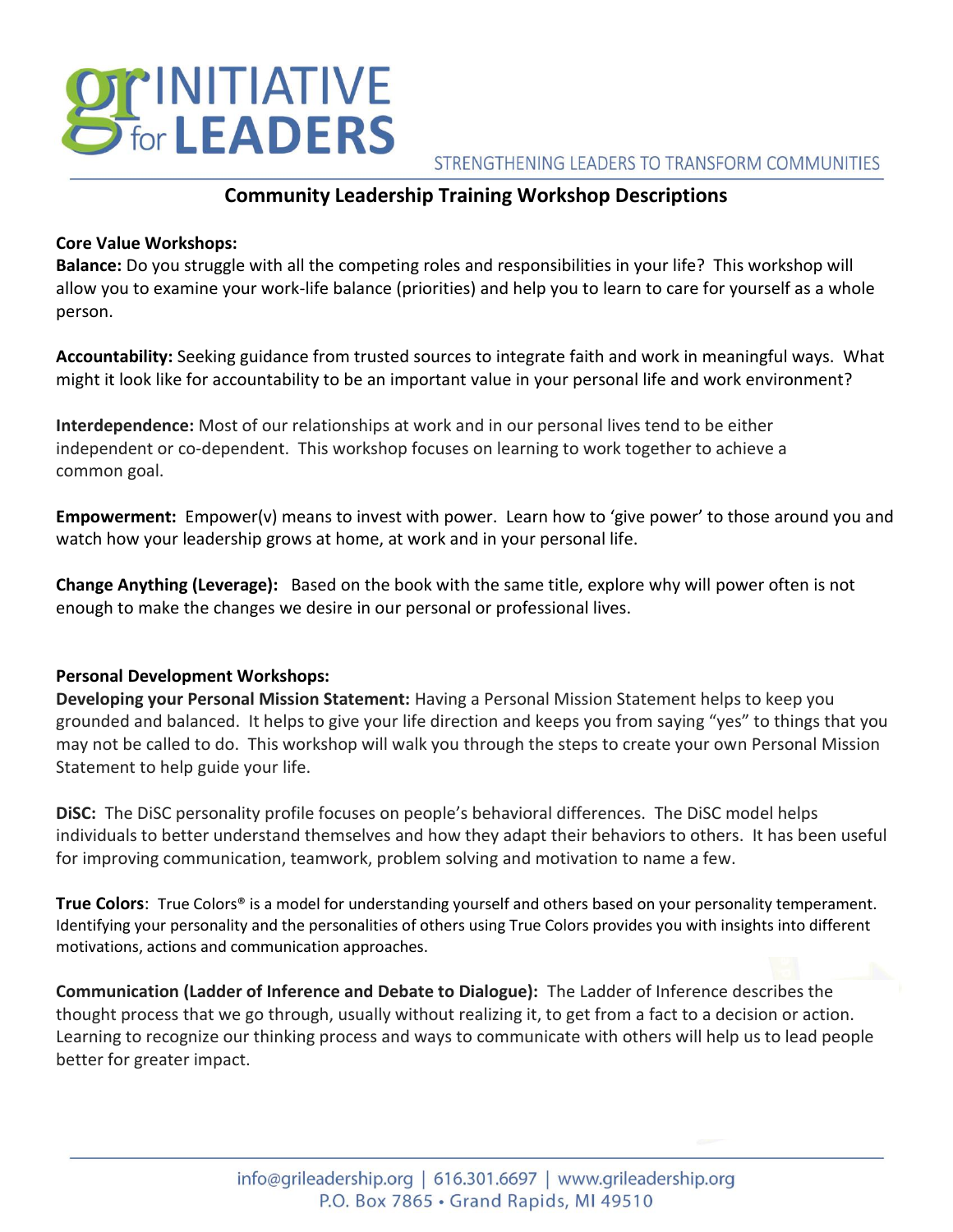# gr INITIATIVE for LEADERS

STRENGTHENING LEADERS TO TRANSFORM COMMUNITIES

## Community Leadership Training Workshop Descriptions

### Core Value Workshops:

**Balance:** Do you struggle with all the competing roles and responsibilities in your life? This workshop will allow you to examine your work-life balance (priorities) and help you to learn to care for yourself as a whole person.

**Accountability:** Seeking guidance from trusted sources to integrate faith and work in meaningful ways. What might it look like for accountability to be an important value in your personal life and work environment?

**Interdependence:** Most of our relationships at work and in our personal lives tend to be either independent or co-dependent. This workshop focuses on learning to work together to achieve a common goal.

**Empowerment:** Empower(v) means to invest with power. Learn how to 'give power' to those around you and watch how your leadership grows at home, at work and in your personal life.

**Change Anything (Leverage):** Based on the book with the same title, explore why will power often is not enough to make the changes we desire in our personal or professional lives.

### Personal Development Workshops:

**Developing your Personal Mission Statement:** Having a Personal Mission Statement helps to keep you grounded and balanced. It helps to give your life direction and keeps you from saying "yes" to things that you may not be called to do. This workshop will walk you through the steps to create your own Personal Mission Statement to help guide your life.

**DiSC:** The DiSC personality profile focuses on people's behavioral differences. The DiSC model helps individuals to better understand themselves and how they adapt their behaviors to others. It has been useful for improving communication, teamwork, problem solving and motivation to name a few.

**True Colors**: True Colors® is a model for understanding yourself and others based on your personality temperament. Identifying your personality and the personalities of others using True Colors provides you with insights into different motivations, actions and communication approaches.

**Communication (Ladder of Inference and Debate to Dialogue):** The Ladder of Inference describes the thought process that we go through, usually without realizing it, to get from a fact to a decision or action. Learning to recognize our thinking process and ways to communicate with others will help us to lead people better for greater impact.

info@grileadership.org | 616.301.6697 | www.grileadership.org
P.O. Box 7865 • Grand Rapids, MI 49510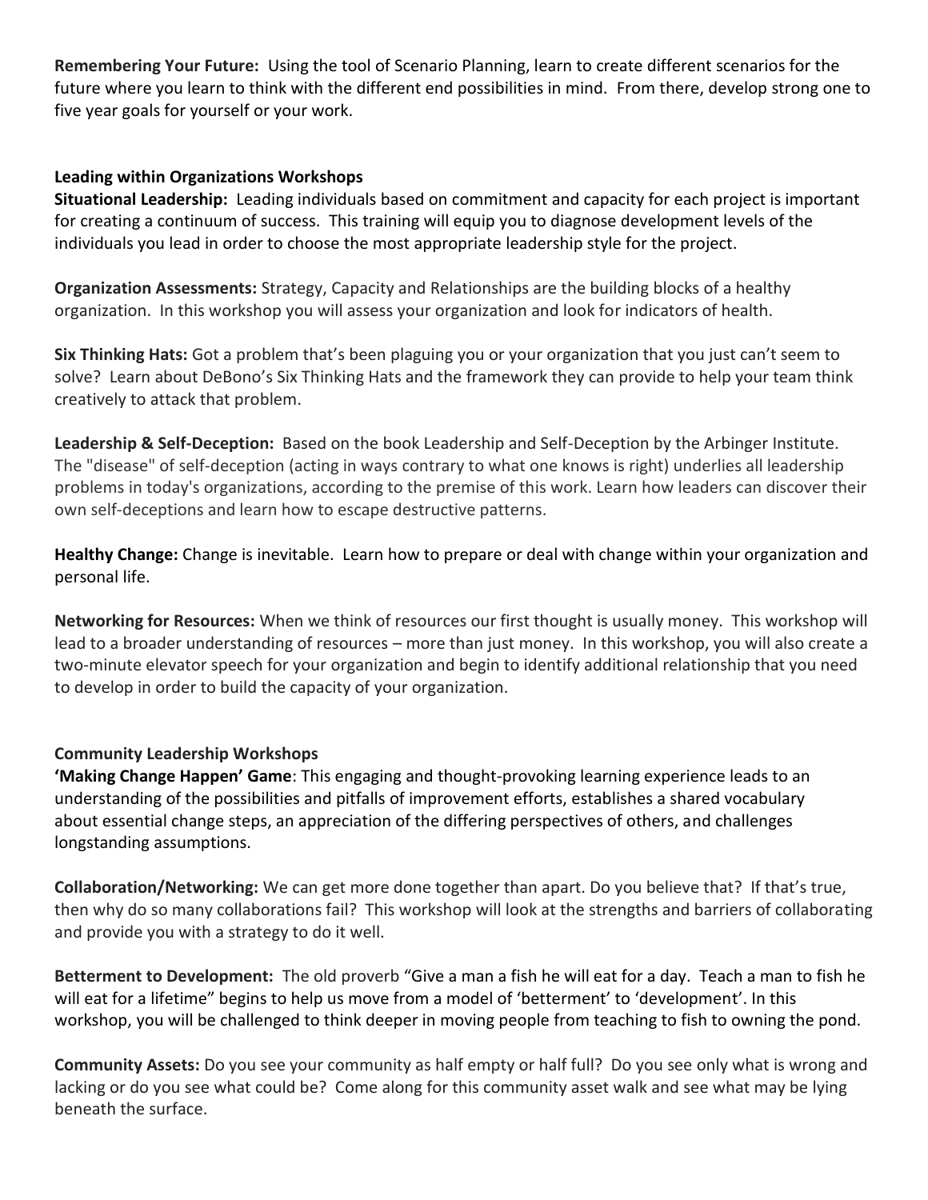**Remembering Your Future:** Using the tool of Scenario Planning, learn to create different scenarios for the future where you learn to think with the different end possibilities in mind. From there, develop strong one to five year goals for yourself or your work.

**Leading within Organizations Workshops**

**Situational Leadership:** Leading individuals based on commitment and capacity for each project is important for creating a continuum of success. This training will equip you to diagnose development levels of the individuals you lead in order to choose the most appropriate leadership style for the project.

**Organization Assessments:** Strategy, Capacity and Relationships are the building blocks of a healthy organization. In this workshop you will assess your organization and look for indicators of health.

**Six Thinking Hats:** Got a problem that's been plaguing you or your organization that you just can't seem to solve? Learn about DeBono's Six Thinking Hats and the framework they can provide to help your team think creatively to attack that problem.

**Leadership & Self-Deception:** Based on the book Leadership and Self-Deception by the Arbinger Institute. The "disease" of self-deception (acting in ways contrary to what one knows is right) underlies all leadership problems in today's organizations, according to the premise of this work. Learn how leaders can discover their own self-deceptions and learn how to escape destructive patterns.

**Healthy Change:** Change is inevitable. Learn how to prepare or deal with change within your organization and personal life.

**Networking for Resources:** When we think of resources our first thought is usually money. This workshop will lead to a broader understanding of resources – more than just money. In this workshop, you will also create a two-minute elevator speech for your organization and begin to identify additional relationship that you need to develop in order to build the capacity of your organization.

**Community Leadership Workshops**

**'Making Change Happen' Game**: This engaging and thought-provoking learning experience leads to an understanding of the possibilities and pitfalls of improvement efforts, establishes a shared vocabulary about essential change steps, an appreciation of the differing perspectives of others, and challenges longstanding assumptions.

**Collaboration/Networking:** We can get more done together than apart. Do you believe that? If that's true, then why do so many collaborations fail? This workshop will look at the strengths and barriers of collaborating and provide you with a strategy to do it well.

**Betterment to Development:** The old proverb "Give a man a fish he will eat for a day. Teach a man to fish he will eat for a lifetime" begins to help us move from a model of 'betterment' to 'development'. In this workshop, you will be challenged to think deeper in moving people from teaching to fish to owning the pond.

**Community Assets:** Do you see your community as half empty or half full? Do you see only what is wrong and lacking or do you see what could be? Come along for this community asset walk and see what may be lying beneath the surface.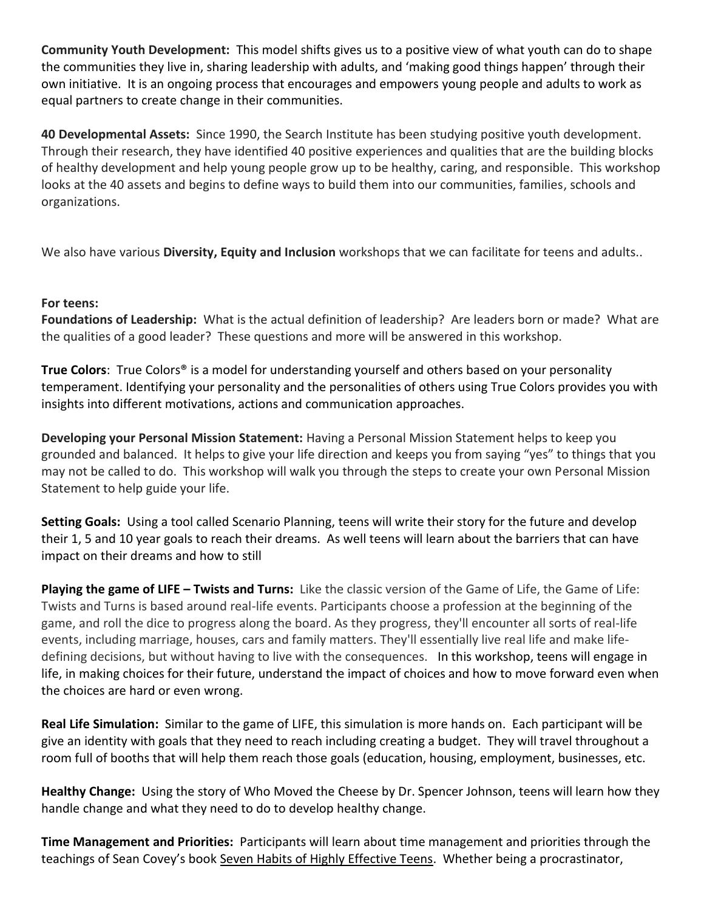**Community Youth Development:** This model shifts gives us to a positive view of what youth can do to shape the communities they live in, sharing leadership with adults, and 'making good things happen' through their own initiative. It is an ongoing process that encourages and empowers young people and adults to work as equal partners to create change in their communities.

**40 Developmental Assets:** Since 1990, the Search Institute has been studying positive youth development. Through their research, they have identified 40 positive experiences and qualities that are the building blocks of healthy development and help young people grow up to be healthy, caring, and responsible. This workshop looks at the 40 assets and begins to define ways to build them into our communities, families, schools and organizations.

We also have various **Diversity, Equity and Inclusion** workshops that we can facilitate for teens and adults..

**For teens:**

**Foundations of Leadership:** What is the actual definition of leadership? Are leaders born or made? What are the qualities of a good leader? These questions and more will be answered in this workshop.

**True Colors**: True Colors® is a model for understanding yourself and others based on your personality temperament. Identifying your personality and the personalities of others using True Colors provides you with insights into different motivations, actions and communication approaches.

**Developing your Personal Mission Statement:** Having a Personal Mission Statement helps to keep you grounded and balanced. It helps to give your life direction and keeps you from saying "yes" to things that you may not be called to do. This workshop will walk you through the steps to create your own Personal Mission Statement to help guide your life.

**Setting Goals:** Using a tool called Scenario Planning, teens will write their story for the future and develop their 1, 5 and 10 year goals to reach their dreams. As well teens will learn about the barriers that can have impact on their dreams and how to still

**Playing the game of LIFE – Twists and Turns:** Like the classic version of the Game of Life, the Game of Life: Twists and Turns is based around real-life events. Participants choose a profession at the beginning of the game, and roll the dice to progress along the board. As they progress, they'll encounter all sorts of real-life events, including marriage, houses, cars and family matters. They'll essentially live real life and make life-defining decisions, but without having to live with the consequences. In this workshop, teens will engage in life, in making choices for their future, understand the impact of choices and how to move forward even when the choices are hard or even wrong.

**Real Life Simulation:** Similar to the game of LIFE, this simulation is more hands on. Each participant will be give an identity with goals that they need to reach including creating a budget. They will travel throughout a room full of booths that will help them reach those goals (education, housing, employment, businesses, etc.

**Healthy Change:** Using the story of Who Moved the Cheese by Dr. Spencer Johnson, teens will learn how they handle change and what they need to do to develop healthy change.

**Time Management and Priorities:** Participants will learn about time management and priorities through the teachings of Sean Covey's book Seven Habits of Highly Effective Teens. Whether being a procrastinator,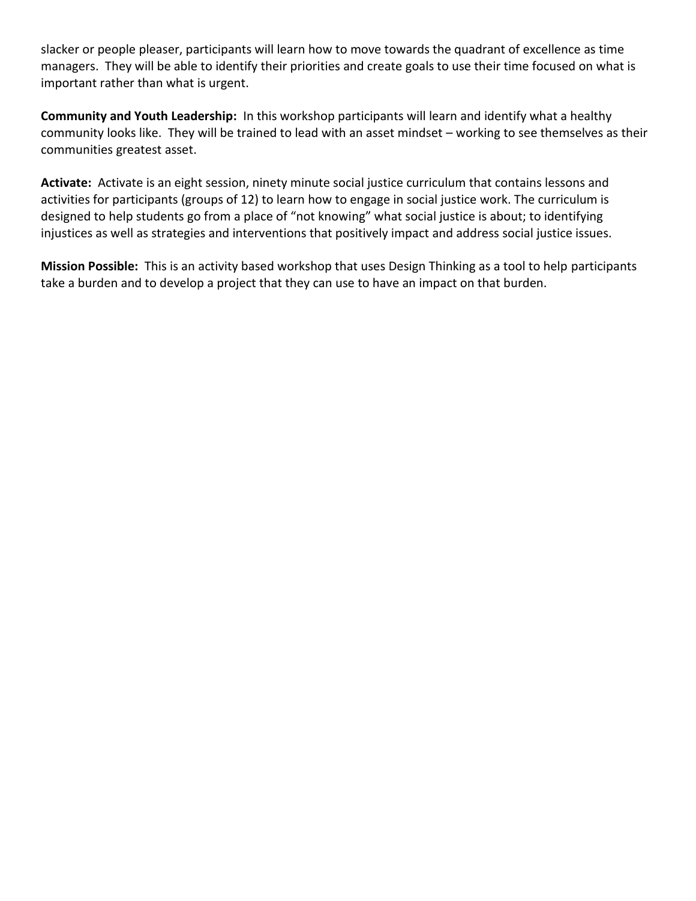slacker or people pleaser, participants will learn how to move towards the quadrant of excellence as time managers. They will be able to identify their priorities and create goals to use their time focused on what is important rather than what is urgent.

**Community and Youth Leadership:** In this workshop participants will learn and identify what a healthy community looks like. They will be trained to lead with an asset mindset – working to see themselves as their communities greatest asset.

**Activate:** Activate is an eight session, ninety minute social justice curriculum that contains lessons and activities for participants (groups of 12) to learn how to engage in social justice work. The curriculum is designed to help students go from a place of "not knowing" what social justice is about; to identifying injustices as well as strategies and interventions that positively impact and address social justice issues.

**Mission Possible:** This is an activity based workshop that uses Design Thinking as a tool to help participants take a burden and to develop a project that they can use to have an impact on that burden.